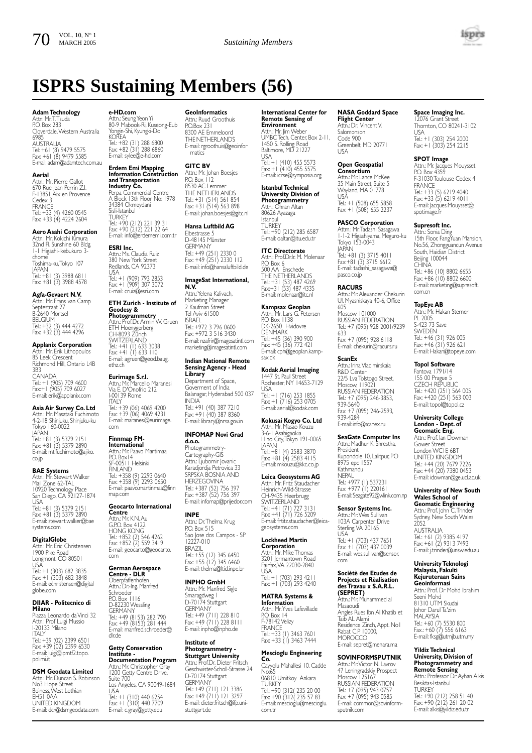# ISPRS Sustaining Members (56)

**Adam Technology**
Attn: Mr. T. Tsuda
P.O. Box 283
Cloverdale, Western Australia 6985
AUSTRALIA
Tel: +61 (8) 9479 5575
Fax: +61 (8) 9479 5585
E-mail: adam@adamtech.com.au

**Aerial**
Attn.: Mr. Pierre Gallot
670 Rue Jean Perrin Z.I.
F-13851 Aix en Provence Cedex 3
FRANCE
Tel.: +33 (4) 4260 0545
Fax: +33 (4) 4224 2604

**Aero Asahi Corporation**
Attn.: Mr. Kokichi Kimura
32nd Fl. Sunshine 60 Bldg.
1-1 Higashi-Ikebukuro 3-chome
Toshima-ku, Tokyo 107
JAPAN
Tel.: +81 (3) 3988 6811
Fax: +81 (3) 3988 4578

**Agfa-Gevaert N.V.**
Attn.: Mr. Frans van Camp
Septestraat 27
B-2640 Mortsel
BELGIUM
Tel.: +32 (3) 444 4272
Fax: +32 (3) 444 4296

**Applanix Corporation**
Attn.: Mr. Erik Lithopoulos
85 Leek Crescent
Richmond Hill, Ontario L4B 3B3
CANADA
Tel.: +1 (905) 709 4600
Fax:+1 (905) 709 6027
E-mail: erik@applanix.com

**Asia Air Survey Co. Ltd**
Attn.: Mr. Masataki Fuchimoto
4-2-18 Shinjuku, Shinjuku-ku
Tokyo 160-0022
JAPAN
Tel.: +81 (3) 5379 2151
Fax: +81 (3) 5379 2890
E-mail: mt.fuchimoto@ajiko.co.jp

**BAE Systems**
Attn.: Mr. Stewart Walker
Mail Zone 62-TAL
10920 Technology Place
San Diego, CA 92127-1874
USA
Tel.: +81 (3) 5379 2151
Fax: +81 (3) 5379 2890
E-mail: stewart.walker@baesystems.com

**DigitalGlobe**
Attn.: Mr. Eric Christensen
1900 Pike Road
Longmont, CO 80501
USA
Tel.: +1 (303) 682 3835
Fax: +1 (303) 682 3848
E-mail: echristensen@digitalglobe.com

**DIIAR - Politecnico di Milano**
Piazza Leonardo da Vinci 32
Attn.: Prof Luigi Mussio
I-20133 Milano
ITALY
Tel.: +39 (02) 2399 6501
Fax: +39 (02) 2399 6530
E-mail: luigi@ipmtf2.topo.polimi.it

**DSM Geodata Limited**
Attn.: Mr. Duncan S. Robinson
No3 Hope Street
Bo'ness, West Lothian
EH51 0AA
UNITED KINGDOM
E-mail: dcr@dsmgeodata.com

**e-HD.com**
Attn.: Seung Yeon Yi
80-9 Mabook-Ri, Kuseong-Eub
Yongin-Shi, Kyungki-Do
KOREA
Tel.: +82 (31) 288 6800
Fax: +82 (31) 288 6860
E-mail: sylee@e-hd.com

**Erdem Emi Mapping Information Construction and Transportation Industry Co.**
Perpa Commercial Centre
A Block 13th Floor No: 1978
34384 Okmeydani
Sisli-Istanbul
TURKEY
Tel.: +90 (212) 221 39 31
Fax: +90 (212) 221 22 64
E-mail: info@erdememi.com.tr

**ESRI Inc.**
Attn.: Ms. Claudia Ruiz
380 New York Street
Redlands, CA 92373
USA
Tel.: +1 (909) 793 2853
Fax: +1 (909) 307 3072
E-mail: cruiz@esri.com

**ETH Zurich - Institute of Geodesy & Photogrammetry**
Attn.: Prof.Dr. Armin W. Gruen
ETH Hoenggerberg
CH-8093 Zürich
SWITZERLAND
Tel.: +41 (1) 633 3038
Fax: +41 (1) 633 1101
E-mail: agruen@geod.baug.ethz.ch

**Eurimage S.r.l.**
Attn.: Mr. Marcello Maranesi
Via E. D'Onofrio 212
I-00139 Rome
ITALY
Tel.: +39 (06) 4069 4200
Fax: +39 (06) 4069 4231
E-mail: maranesi@eurimage.com

**Finnmap FM-International**
Attn.: Mr. Paavo Martimaa
P.O. Box14
SF-00511 Helsinki
FINLAND
Tel.: +358 (9) 2293 0640
Fax: +358 (9) 2293 0650
E-mail: paavo.martinmaa@finnmap.com

**Geocarto International Centre**
Attn.: Mr. K.N. Au
G.P.O. Box 4122
HONG KONG
Tel.: +852 (2) 546 4262
Fax: +852 (2) 559 3419
E-mail: geocarto@geocarto.com

**German Aerospace Centre - DLR**
Oberpfaffenhofen
Attn.: Dr.-Ing. Manfred Schroeder
P.O. Box 1116
D-82230 Wessling
GERMANY
Tel.: +49 (8153) 282 790
Fax: +49 (8153) 281 444
E-mail: manfred.schroeder@dlr.de

**Getty Conservation Institute - Documentation Program**
Attn.: Mr. Christopher Gray
1200 Getty Centre Drive, Suite 700
Los Angeles, CA 90049-1684
USA
Tel.: +1 (310) 440 6254
Fax: +1 (310) 440 7709
E-mail: c.gray@getty.edu

**GeoInformatics**
Attn.: Ruud Groothuis
P.O.Box 231
8300 AE Emmeloord
THE NETHERLANDS
E-mail: rgroothuis@geoinformatics

**GITC BV**
Attn.: Mr. Johan Boesjes
P.O. Box 112
8530 AC Lemmer
THE NETHERLANDS
Tel.: +31 (514) 561 854
Fax: +31 (514) 563 898
E-mail: johan.boesjes@gitc.nl

**Hansa Luftbild AG**
Elbestrasse 5
D-48145 Münster
GERMANY
Tel.: +49 (251) 2330 0
Fax: +49 (251) 2330 112
E-mail: info@hansaluftbild.de

**ImageSat International, N.V.**
Attn.: Yelena Kalivach, Marketing Manager
2 Kaufman Street
Tel Aviv 61500
ISRAEL
Tel.: +972 3 796 0600
Fax: +972 3 516 3430
E-mail: nzafrir@imagesatintl.com
marketing@imagesatintl.com

**Indian National Remote Sensing Agency - Head Library**
Department of Space, Goverment of India
Balanagar, Hyderabad 500 037
INDIA
Tel.: +91 (40) 387 7210
Fax: +91 (40) 387 8360
E-mail: library@nrsa.gov.in

**INFOMAP Novi Grad d.o.o.**
Photogrammetry-Cartography-GIS
Attn.: Ljubomir Jovanic
Karadjordja Petrovica 33
SRPSKA BOSNIA AND HERZEGOVINA
Tel.: +387 (52) 756 397
Fax: +387 (52) 756 397
E-mail: infomap@prijedor.com

**INPE**
Attn.: Dr. Thelma Krug
P.O. Box 515
Sao Jose dos Campos - SP
12227-010
BRAZIL
Tel.: +55 (12) 345 6450
Fax: +55 (12) 345 6460
E-mail: thelma@ltid.inpe.br

**INPHO GmbH**
Attn.: Mr. Manfred Sigle
Smaragdweg 1
D-70174 Stuttgart
GERMANY
Tel.: +49 (711) 228 810
Fax: +49 (711) 228 8111
E-mail: inpho@inpho.de

**Institute of Photogrammetry - Stuttgart University**
Attn.: Prof.Dr. Dieter Fritsch
Geschwister-Scholl-Strasse 24
D-70174 Stuttgart
GERMANY
Tel.: +49 (711) 121 3386
Fax: +49 (711) 121 3297
E-mail: dieter.fritsch@ifp.uni-stuttgart.de

**International Center for Remote Sensing of Environment**
Attn.: Mr. Jim Weber
UMBC Tech. Center, Box 2-11, 1450 S. Rolling Road
Baltimore, MD 21227
USA
Tel.: +1 (410) 455 5573
Fax: +1 (410) 455 5575
E-mail: icrse@symposia.org

**Istanbul Technical University Division of Photogrammetry**
Attn.: Ohran Altan
80626 Ayazaga
Istanbul
TURKEY
Tel.: +90 (212) 285 6587
E-mail: oaltan@itu.edu.tr

**ITC Directorate**
Attn.: Prof.Dr.Ir. M. Molenaar
P.O. Box 6
500 AA Enschede
THE NETHERLANDS
Tel.: +31 (53) 487 4269
Fax:+31 (53) 487 4335
E-mail: molenaar@itc.nl

**Kampsax Geoplan**
Attn.: Mr. Lars G. Petersen
P.O. Box 1138
DK-2650 Hvidovre
DENMARK
Tel.: +45 (36) 390 900
Fax: +45 (36) 772 421
E-mail: cph@geoplan.kampsax.dk

**Kodak Aerial Imaging**
1447 St. Paul Street
Rochester, NY 14653-7129
USA
Tel.: +1 (716) 253 1855
Fax: +1 (716) 253 0705
E-mail: aerial@kodak.com

**Kokusai Kogyo Co. Ltd**
Attn.: Mr. Masao Kouzu
3-6-1 Asahigaokia
Hino City, Tokyo 191-0065
JAPAN
Tel.: +81 (4) 2583 3870
Fax: +81 (4) 2583 4115
E-mail: mkouzu@kkc.co.jp

**Leica Geosystems AG**
Attn.: Mr. Fritz Staudacher
Heinrich-Wild-Strasse
CH-9435 Heerbrugg
SWITZERLAND
Tel.: +41 (71) 727 3131
Fax: +41 (71) 726 5209
E-mail: fritz.staudacher@leica-geosystems.com

**Lockheed Martin Corporation**
Attn.: Mr. Mike Thomas
3201 Jermantown Road
Fairfax, VA 22030-2840
USA
Tel.: +1 (703) 293 4211
Fax: +1 (703) 293 4240

**MATRA Systems & Information**
Attn.: Mr. Yves Lafevillade
P.O. Box 14
F-78142 Velizy
FRANCE
Tel.: +33 (1) 3463 7601
Fax: +33 (1) 3463 7444

**Mescioglu Engineering Co.**
Cayyolu Mahallesi 10. Cadde No:65
06810 Umitkoy Ankara
TURKEY
Tel.: +90 (312( 235 20 00
Fax: +90 (312( 235 57 83
E-mail: mescioglu@mescioglu.com.tr

**NASA Goddard Space Flight Center**
Attn.: Dr. Vincent V. Salomonson
Code 900
Greenbelt, MD 20771
USA

**Open Geospatial Consortium**
Attn.: Mr. Lance McKee
35 Main Street, Suite 5
Wayland, MA 01778
USA
Tel.: +1 (508) 655 5858
Fax: +1 (508) 655 2237

**PASCO Corporation**
Attn.: Mr. Tadashi Sasagawa
1-1-2 Higashiyama, Meguro-ku
Tokyo 153-0043
JAPAN
Tel.: +81 (3) 3715 4011
Fax:+81 (3) 3715 6612
E-mail: tadashi_sasagawa@pasco.co.jp

**RACURS**
Attn.: Mr. Alexander Chekurin
Ul. Myasniskaya 40-6, Office 605
Moscow 101000
RUSSIAN FEDERATION
Tel.: +7 (095) 928 2001/9239 633
Fax: +7 (095) 928 6118
E-mail: chekurin@racurs.ru

**ScanEx**
Attn.: Irina Vladimirskaia
R&D Center
22/5 Lva Tolstogo Street,
Moscow, 119021
RUSSIAN FEDERATION
Tel.: +7 (095) 246-3853, 939-5640
Fax: +7 (095) 246-2593, 939-4284
E-mail: info@scanex.ru

**SeaGate Computer Ins**
Attn.: Madhur K. Shrestha, President
Kupondole 10, Lalitpur, PO 8975 epc 1557
Kathmandu
NEPAL
Tel.: +977 (1) 537231
Fax: +977 (1) 220161
E-mail: Seagate92@wlink.com.np

**Sensor Systems Inc.**
Attn.: Mr. Wes Sullivan
103A Carpenter Drive
Sterling, VA 20165
USA
Tel.: +1 (703) 437 7651
Fax: +1 (703) 437 0039
E-mail: wes.sullivan@sensor.com

**Sociètè des Etudes de Projects et Rèalisation des Travau x S.A.R.L. (SEPRET)**
Attn.: Mr. Muhammed al Masaoudi
Angles Rues Ibn Al Khatib et Taib AL Alami
Residence Zinch, Appt. No1
Rabat C.P. 10000,
MOROCCO
E-mail: sepret@menara.ma

**SOVINFORMSPUTNIK**
Attn.: Mr. Victor N. Lavrov
47 Leningradskiy Prospect
Moscow 125167
RUSSIAN FEDERATION
Tel.: +7 (095) 943 0757
Fax: +7 (095) 943 0585
E-mail: common@sovinformsputnik.com

**Space Imaging Inc.**
12076 Grant Street
Thornton, CO 80241-3102
USA
Tel.: +1 (303) 254 2000
Fax: +1 (303) 254 2215

**SPOT Image**
Attn.: Mr. Jacques Mouysset
P.O. Box 4359
F-31030 Toulouse Cedex 4
FRANCE
Tel.: +33 (5) 6219 4040
Fax: +33 (5) 6219 4011
E-mail: Jacques.Mouysset@spotimage.fr

**Supresoft Inc.**
Attn.: Sonia Ding
15th Floor, FangYuan Mansion, No.56, Zhongguancun Avenue South, Haidian District
Beijing 100044
CHINA
Tel.: +86 (10) 8802 6655
Fax: +86 (10) 8802 6600
E-mail: marketing@supresoft.com.cn

**TopEye AB**
Attn.: Mr. Hakan Sterner
PL 2005
S-423 73 Save
SWEDEN
Tel.: +46 (31) 926 005
Fax: +46 (31) 926 621
E-mail: Hakan@topeye.com

**Topol Software**
Fantova 1791/14
155 00 Prague 5
CZECH REPUBLIC
Tel.: +420 (251) 564 005
Fax: +420 (251) 563 003
E-mail: topol@topol.cz

**University College London - Dept. of Geomatic Eng.**
Attn.: Prof. Ian Dowman
Gower Street
London WC1E 6BT
UNITED KINGDOM
Tel.: +44 (20) 7679 7226
Fax: +44 (20) 7380 0453
E-mail: idowman@ge.ucl.ac.uk

**University of New South Wales School of Geomatic Engineering**
Attn.: Prof. John C. Trinder
Sydney, New South Wales 2052
AUSTRALIA
Tel.: +61 (2) 9385 4197
Fax: +61 (2) 9313 7493
E-mail: j.trinder@unsw.edu.au

**University Teknologi Malaysia, Fakulti Kejuruteraan Sains Geoinformasi**
Attn.: Prof. Dr Mohd Ibrahim Seeni Mohd
81310 UTM Skudai
Johor Darul Ta'zim
MALAYSIA
Tel.: +60 (7) 5530 800
Fax.: +60 (7) 556 6163
E-mail: fksg@utmjb.utm.my

**Yildiz Technical University, Division of Photogrammetry and Remote Sensing**
Attn.: Professor Dr Ayhan Alkis
Besiktas-Istanbul
TURKEY
Tel.: +90 (212) 258 51 40
Fax: +90 (212) 261 20 02
E-mail: alkis@yildiz.edu.tr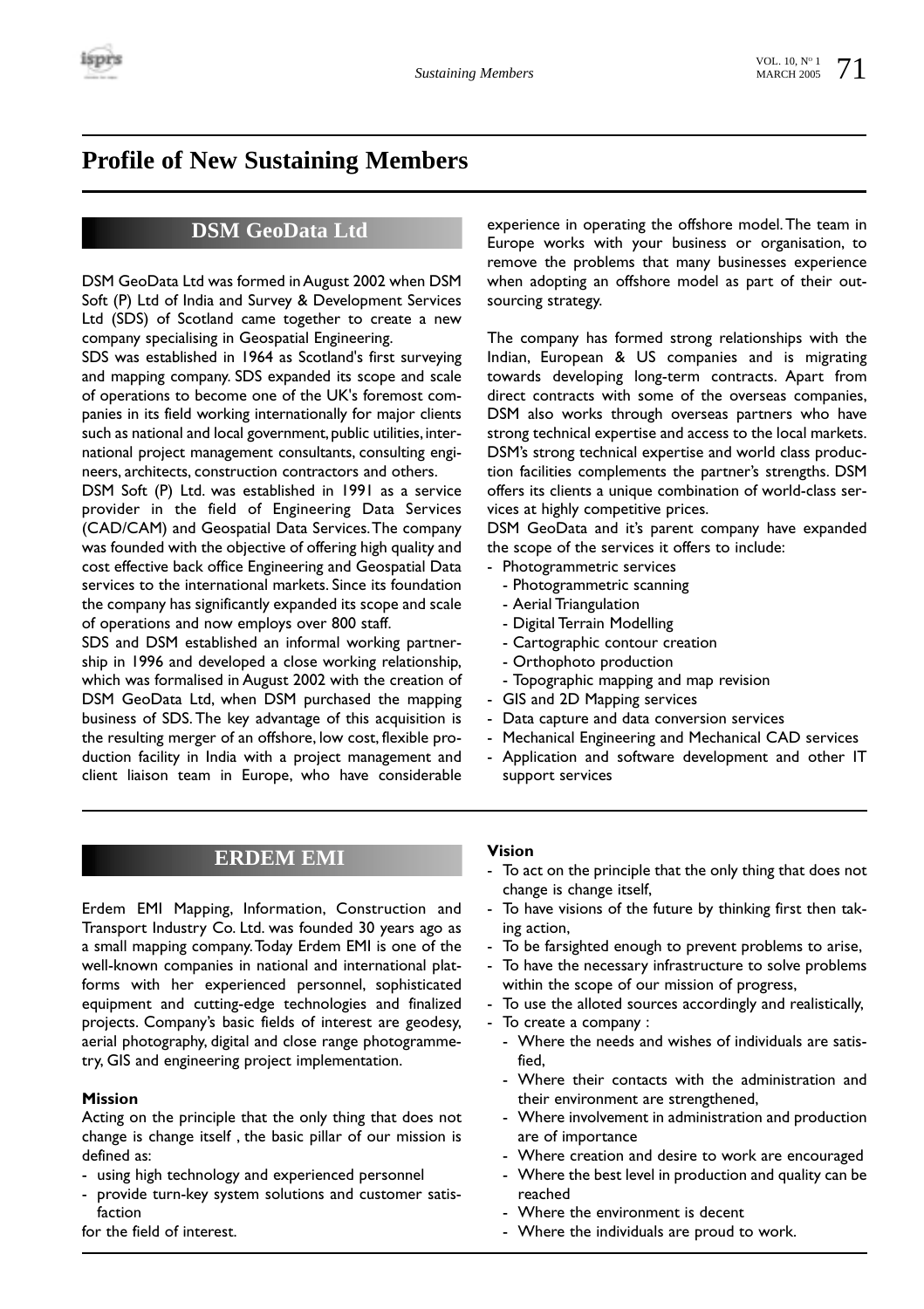# Profile of New Sustaining Members

## DSM GeoData Ltd

DSM GeoData Ltd was formed in August 2002 when DSM Soft (P) Ltd of India and Survey & Development Services Ltd (SDS) of Scotland came together to create a new company specialising in Geospatial Engineering.

SDS was established in 1964 as Scotland's first surveying and mapping company. SDS expanded its scope and scale of operations to become one of the UK's foremost companies in its field working internationally for major clients such as national and local government, public utilities, international project management consultants, consulting engineers, architects, construction contractors and others.

DSM Soft (P) Ltd. was established in 1991 as a service provider in the field of Engineering Data Services (CAD/CAM) and Geospatial Data Services. The company was founded with the objective of offering high quality and cost effective back office Engineering and Geospatial Data services to the international markets. Since its foundation the company has significantly expanded its scope and scale of operations and now employs over 800 staff.

SDS and DSM established an informal working partnership in 1996 and developed a close working relationship, which was formalised in August 2002 with the creation of DSM GeoData Ltd, when DSM purchased the mapping business of SDS. The key advantage of this acquisition is the resulting merger of an offshore, low cost, flexible production facility in India with a project management and client liaison team in Europe, who have considerable experience in operating the offshore model. The team in Europe works with your business or organisation, to remove the problems that many businesses experience when adopting an offshore model as part of their outsourcing strategy.

The company has formed strong relationships with the Indian, European & US companies and is migrating towards developing long-term contracts. Apart from direct contracts with some of the overseas companies, DSM also works through overseas partners who have strong technical expertise and access to the local markets. DSM's strong technical expertise and world class production facilities complements the partner's strengths. DSM offers its clients a unique combination of world-class services at highly competitive prices.

DSM GeoData and it's parent company have expanded the scope of the services it offers to include:

- Photogrammetric services
  - Photogrammetric scanning
  - Aerial Triangulation
  - Digital Terrain Modelling
  - Cartographic contour creation
  - Orthophoto production
  - Topographic mapping and map revision
- GIS and 2D Mapping services
- Data capture and data conversion services
- Mechanical Engineering and Mechanical CAD services
- Application and software development and other IT support services

## ERDEM EMI

Erdem EMI Mapping, Information, Construction and Transport Industry Co. Ltd. was founded 30 years ago as a small mapping company. Today Erdem EMI is one of the well-known companies in national and international platforms with her experienced personnel, sophisticated equipment and cutting-edge technologies and finalized projects. Company's basic fields of interest are geodesy, aerial photography, digital and close range photogrammetry, GIS and engineering project implementation.

**Mission**

Acting on the principle that the only thing that does not change is change itself , the basic pillar of our mission is defined as:

- using high technology and experienced personnel
- provide turn-key system solutions and customer satisfaction

for the field of interest.

**Vision**

- To act on the principle that the only thing that does not change is change itself,
- To have visions of the future by thinking first then taking action,
- To be farsighted enough to prevent problems to arise,
- To have the necessary infrastructure to solve problems within the scope of our mission of progress,
- To use the alloted sources accordingly and realistically,
- To create a company :
  - Where the needs and wishes of individuals are satisfied,
  - Where their contacts with the administration and their environment are strengthened,
  - Where involvement in administration and production are of importance
  - Where creation and desire to work are encouraged
  - Where the best level in production and quality can be reached
  - Where the environment is decent
  - Where the individuals are proud to work.